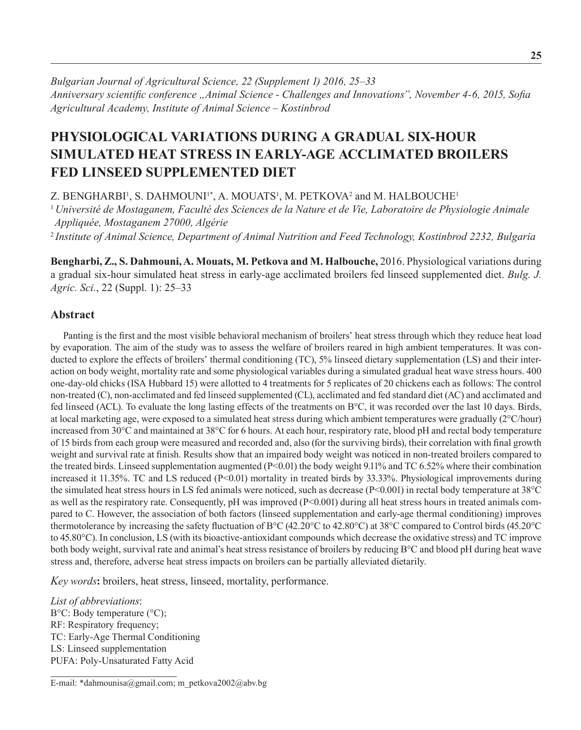*Bulgarian Journal of Agricultural Science, 22 (Supplement 1) 2016, 25–33*
*Anniversary scientific conference „Animal Science - Challenges and Innovations", November 4-6, 2015, Sofia*
*Agricultural Academy, Institute of Animal Science – Kostinbrod*

# PHYSIOLOGICAL VARIATIONS DURING A GRADUAL SIX-HOUR SIMULATED HEAT STRESS IN EARLY-AGE ACCLIMATED BROILERS FED LINSEED SUPPLEMENTED DIET

Z. BENGHARBI[1], S. DAHMOUNI[1*], A. MOUATS[1], M. PETKOVA[2] and M. HALBOUCHE[1]

[1] *Université de Mostaganem, Faculté des Sciences de la Nature et de Vie, Laboratoire de Physiologie Animale Appliquée, Mostaganem 27000, Algérie*

[2] *Institute of Animal Science, Department of Animal Nutrition and Feed Technology, Kostinbrod 2232, Bulgaria*

**Bengharbi, Z., S. Dahmouni, A. Mouats, M. Petkova and M. Halbouche,** 2016. Physiological variations during a gradual six-hour simulated heat stress in early-age acclimated broilers fed linseed supplemented diet. *Bulg. J. Agric. Sci.*, 22 (Suppl. 1): 25–33

## Abstract

Panting is the first and the most visible behavioral mechanism of broilers' heat stress through which they reduce heat load by evaporation. The aim of the study was to assess the welfare of broilers reared in high ambient temperatures. It was conducted to explore the effects of broilers' thermal conditioning (TC), 5% linseed dietary supplementation (LS) and their interaction on body weight, mortality rate and some physiological variables during a simulated gradual heat wave stress hours. 400 one-day-old chicks (ISA Hubbard 15) were allotted to 4 treatments for 5 replicates of 20 chickens each as follows: The control non-treated (C), non-acclimated and fed linseed supplemented (CL), acclimated and fed standard diet (AC) and acclimated and fed linseed (ACL). To evaluate the long lasting effects of the treatments on B°C, it was recorded over the last 10 days. Birds, at local marketing age, were exposed to a simulated heat stress during which ambient temperatures were gradually (2°C/hour) increased from 30°C and maintained at 38°C for 6 hours. At each hour, respiratory rate, blood pH and rectal body temperature of 15 birds from each group were measured and recorded and, also (for the surviving birds), their correlation with final growth weight and survival rate at finish. Results show that an impaired body weight was noticed in non-treated broilers compared to the treated birds. Linseed supplementation augmented ($P<0.01$) the body weight 9.11% and TC 6.52% where their combination increased it 11.35%. TC and LS reduced ($P<0.01$) mortality in treated birds by 33.33%. Physiological improvements during the simulated heat stress hours in LS fed animals were noticed, such as decrease ($P<0.001$) in rectal body temperature at 38°C as well as the respiratory rate. Consequently, pH was improved ($P<0.001$) during all heat stress hours in treated animals compared to C. However, the association of both factors (linseed supplementation and early-age thermal conditioning) improves thermotolerance by increasing the safety fluctuation of B°C (42.20°C to 42.80°C) at 38°C compared to Control birds (45.20°C to 45.80°C). In conclusion, LS (with its bioactive-antioxidant compounds which decrease the oxidative stress) and TC improve both body weight, survival rate and animal's heat stress resistance of broilers by reducing B°C and blood pH during heat wave stress and, therefore, adverse heat stress impacts on broilers can be partially alleviated dietarily.

*Key words*: broilers, heat stress, linseed, mortality, performance.

*List of abbreviations*:
B°C: Body temperature (°C);
RF: Respiratory frequency;
TC: Early-Age Thermal Conditioning
LS: Linseed supplementation
PUFA: Poly-Unsaturated Fatty Acid

E-mail: *dahmounisa@gmail.com; m_petkova2002@abv.bg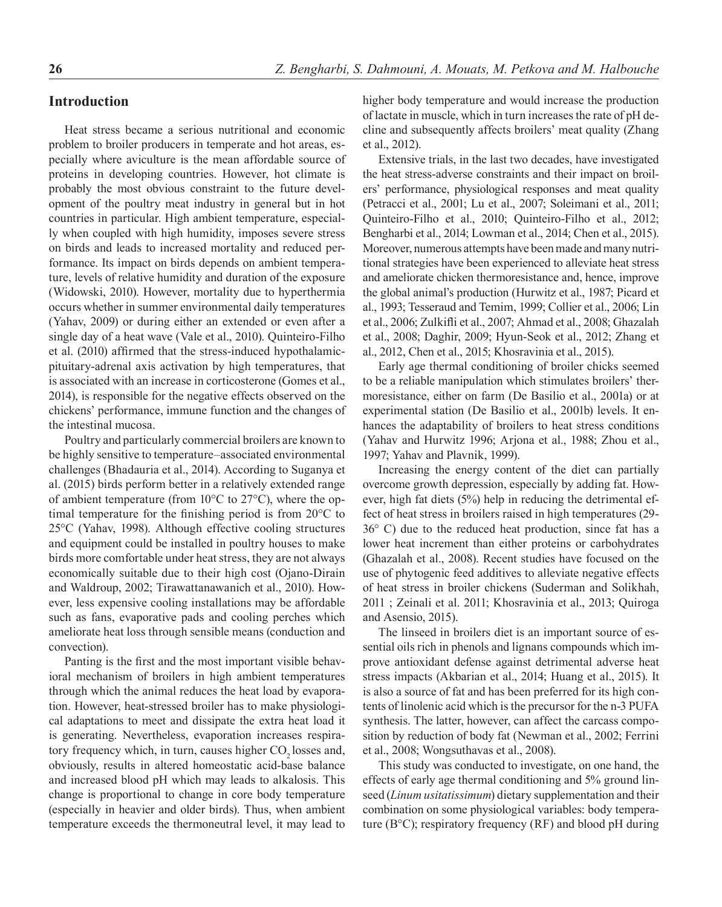## Introduction

Heat stress became a serious nutritional and economic problem to broiler producers in temperate and hot areas, especially where aviculture is the mean affordable source of proteins in developing countries. However, hot climate is probably the most obvious constraint to the future development of the poultry meat industry in general but in hot countries in particular. High ambient temperature, especially when coupled with high humidity, imposes severe stress on birds and leads to increased mortality and reduced performance. Its impact on birds depends on ambient temperature, levels of relative humidity and duration of the exposure (Widowski, 2010). However, mortality due to hyperthermia occurs whether in summer environmental daily temperatures (Yahav, 2009) or during either an extended or even after a single day of a heat wave (Vale et al., 2010). Quinteiro-Filho et al. (2010) affirmed that the stress-induced hypothalamic-pituitary-adrenal axis activation by high temperatures, that is associated with an increase in corticosterone (Gomes et al., 2014), is responsible for the negative effects observed on the chickens' performance, immune function and the changes of the intestinal mucosa.

Poultry and particularly commercial broilers are known to be highly sensitive to temperature–associated environmental challenges (Bhadauria et al., 2014). According to Suganya et al. (2015) birds perform better in a relatively extended range of ambient temperature (from 10°C to 27°C), where the optimal temperature for the finishing period is from 20°C to 25°C (Yahav, 1998). Although effective cooling structures and equipment could be installed in poultry houses to make birds more comfortable under heat stress, they are not always economically suitable due to their high cost (Ojano-Dirain and Waldroup, 2002; Tirawattanawanich et al., 2010). However, less expensive cooling installations may be affordable such as fans, evaporative pads and cooling perches which ameliorate heat loss through sensible means (conduction and convection).

Panting is the first and the most important visible behavioral mechanism of broilers in high ambient temperatures through which the animal reduces the heat load by evaporation. However, heat-stressed broiler has to make physiological adaptations to meet and dissipate the extra heat load it is generating. Nevertheless, evaporation increases respiratory frequency which, in turn, causes higher $CO_2$ losses and, obviously, results in altered homeostatic acid-base balance and increased blood pH which may leads to alkalosis. This change is proportional to change in core body temperature (especially in heavier and older birds). Thus, when ambient temperature exceeds the thermoneutral level, it may lead to higher body temperature and would increase the production of lactate in muscle, which in turn increases the rate of pH decline and subsequently affects broilers' meat quality (Zhang et al., 2012).

Extensive trials, in the last two decades, have investigated the heat stress-adverse constraints and their impact on broilers' performance, physiological responses and meat quality (Petracci et al., 2001; Lu et al., 2007; Soleimani et al., 2011; Quinteiro-Filho et al., 2010; Quinteiro-Filho et al., 2012; Bengharbi et al., 2014; Lowman et al., 2014; Chen et al., 2015). Moreover, numerous attempts have been made and many nutritional strategies have been experienced to alleviate heat stress and ameliorate chicken thermoresistance and, hence, improve the global animal's production (Hurwitz et al., 1987; Picard et al., 1993; Tesseraud and Temim, 1999; Collier et al., 2006; Lin et al., 2006; Zulkifli et al., 2007; Ahmad et al., 2008; Ghazalah et al., 2008; Daghir, 2009; Hyun-Seok et al., 2012; Zhang et al., 2012, Chen et al., 2015; Khosravinia et al., 2015).

Early age thermal conditioning of broiler chicks seemed to be a reliable manipulation which stimulates broilers' thermoresistance, either on farm (De Basilio et al., 2001a) or at experimental station (De Basilio et al., 2001b) levels. It enhances the adaptability of broilers to heat stress conditions (Yahav and Hurwitz 1996; Arjona et al., 1988; Zhou et al., 1997; Yahav and Plavnik, 1999).

Increasing the energy content of the diet can partially overcome growth depression, especially by adding fat. However, high fat diets (5%) help in reducing the detrimental effect of heat stress in broilers raised in high temperatures (29-36° C) due to the reduced heat production, since fat has a lower heat increment than either proteins or carbohydrates (Ghazalah et al., 2008). Recent studies have focused on the use of phytogenic feed additives to alleviate negative effects of heat stress in broiler chickens (Suderman and Solikhah, 2011 ; Zeinali et al. 2011; Khosravinia et al., 2013; Quiroga and Asensio, 2015).

The linseed in broilers diet is an important source of essential oils rich in phenols and lignans compounds which improve antioxidant defense against detrimental adverse heat stress impacts (Akbarian et al., 2014; Huang et al., 2015). It is also a source of fat and has been preferred for its high contents of linolenic acid which is the precursor for the n-3 PUFA synthesis. The latter, however, can affect the carcass composition by reduction of body fat (Newman et al., 2002; Ferrini et al., 2008; Wongsuthavas et al., 2008).

This study was conducted to investigate, on one hand, the effects of early age thermal conditioning and 5% ground linseed (*Linum usitatissimum*) dietary supplementation and their combination on some physiological variables: body temperature (B°C); respiratory frequency (RF) and blood pH during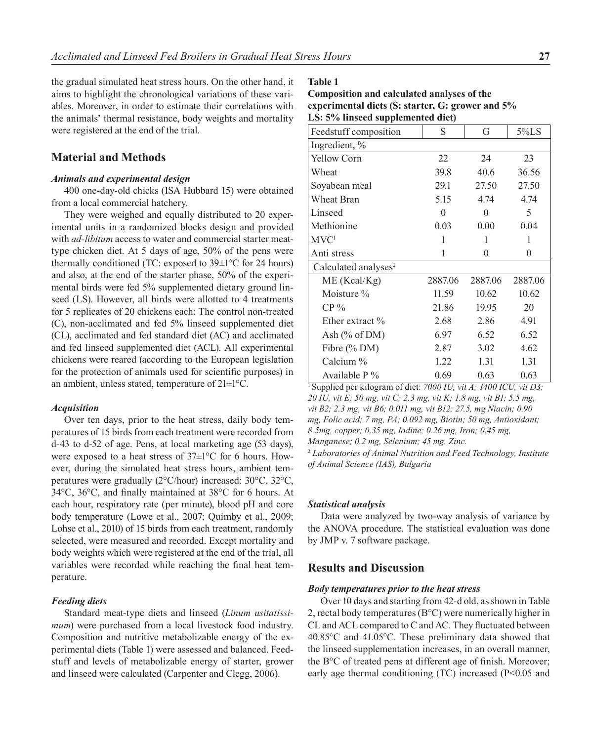the gradual simulated heat stress hours. On the other hand, it aims to highlight the chronological variations of these variables. Moreover, in order to estimate their correlations with the animals' thermal resistance, body weights and mortality were registered at the end of the trial.

## Material and Methods

### *Animals and experimental design*

400 one-day-old chicks (ISA Hubbard 15) were obtained from a local commercial hatchery.

They were weighed and equally distributed to 20 experimental units in a randomized blocks design and provided with *ad-libitum* access to water and commercial starter meat-type chicken diet. At 5 days of age, 50% of the pens were thermally conditioned (TC: exposed to 39±1°C for 24 hours) and also, at the end of the starter phase, 50% of the experimental birds were fed 5% supplemented dietary ground linseed (LS). However, all birds were allotted to 4 treatments for 5 replicates of 20 chickens each: The control non-treated (C), non-acclimated and fed 5% linseed supplemented diet (CL), acclimated and fed standard diet (AC) and acclimated and fed linseed supplemented diet (ACL). All experimental chickens were reared (according to the European legislation for the protection of animals used for scientific purposes) in an ambient, unless stated, temperature of 21±1°C.

### *Acquisition*

Over ten days, prior to the heat stress, daily body temperatures of 15 birds from each treatment were recorded from d-43 to d-52 of age. Pens, at local marketing age (53 days), were exposed to a heat stress of 37±1°C for 6 hours. However, during the simulated heat stress hours, ambient temperatures were gradually (2°C/hour) increased: 30°C, 32°C, 34°C, 36°C, and finally maintained at 38°C for 6 hours. At each hour, respiratory rate (per minute), blood pH and core body temperature (Lowe et al., 2007; Quimby et al., 2009; Lohse et al., 2010) of 15 birds from each treatment, randomly selected, were measured and recorded. Except mortality and body weights which were registered at the end of the trial, all variables were recorded while reaching the final heat temperature.

### *Feeding diets*

Standard meat-type diets and linseed (*Linum usitatissimum*) were purchased from a local livestock food industry. Composition and nutritive metabolizable energy of the experimental diets (Table 1) were assessed and balanced. Feedstuff and levels of metabolizable energy of starter, grower and linseed were calculated (Carpenter and Clegg, 2006).

**Table 1**
**Composition and calculated analyses of the experimental diets (S: starter, G: grower and 5% LS: 5% linseed supplemented diet)**

| Feedstuff composition | S | G | 5%LS |
|---|---|---|---|
| Ingredient, % | | | |
| Yellow Corn | 22 | 24 | 23 |
| Wheat | 39.8 | 40.6 | 36.56 |
| Soyabean meal | 29.1 | 27.50 | 27.50 |
| Wheat Bran | 5.15 | 4.74 | 4.74 |
| Linseed | 0 | 0 | 5 |
| Methionine | 0.03 | 0.00 | 0.04 |
| MVC[1] | 1 | 1 | 1 |
| Anti stress | 1 | 0 | 0 |
| Calculated analyses[2] | | | |
| ME (Kcal/Kg) | 2887.06 | 2887.06 | 2887.06 |
| Moisture % | 11.59 | 10.62 | 10.62 |
| CP % | 21.86 | 19.95 | 20 |
| Ether extract % | 2.68 | 2.86 | 4.91 |
| Ash (% of DM) | 6.97 | 6.52 | 6.52 |
| Fibre (% DM) | 2.87 | 3.02 | 4.62 |
| Calcium % | 1.22 | 1.31 | 1.31 |
| Available P % | 0.69 | 0.63 | 0.63 |

[1] Supplied per kilogram of diet: *7000 IU, vit A; 1400 ICU, vit D3; 20 IU, vit E; 50 mg, vit C; 2.3 mg, vit K; 1.8 mg, vit B1; 5.5 mg, vit B2; 2.3 mg, vit B6; 0.011 mg, vit B12; 27.5, mg Niacin; 0.90 mg, Folic acid; 7 mg, PA; 0.092 mg, Biotin; 50 mg, Antioxidant; 8.5mg, copper; 0.35 mg, Iodine; 0.26 mg, Iron; 0.45 mg, Manganese; 0.2 mg, Selenium; 45 mg, Zinc.*

[2] *Laboratories of Animal Nutrition and Feed Technology, Institute of Animal Science (IAS), Bulgaria*

### *Statistical analysis*

Data were analyzed by two-way analysis of variance by the ANOVA procedure. The statistical evaluation was done by JMP v. 7 software package.

## Results and Discussion

### *Body temperatures prior to the heat stress*

Over 10 days and starting from 42-d old, as shown in Table 2, rectal body temperatures (B°C) were numerically higher in CL and ACL compared to C and AC. They fluctuated between 40.85°C and 41.05°C. These preliminary data showed that the linseed supplementation increases, in an overall manner, the B°C of treated pens at different age of finish. Moreover; early age thermal conditioning (TC) increased ($P<0.05$ and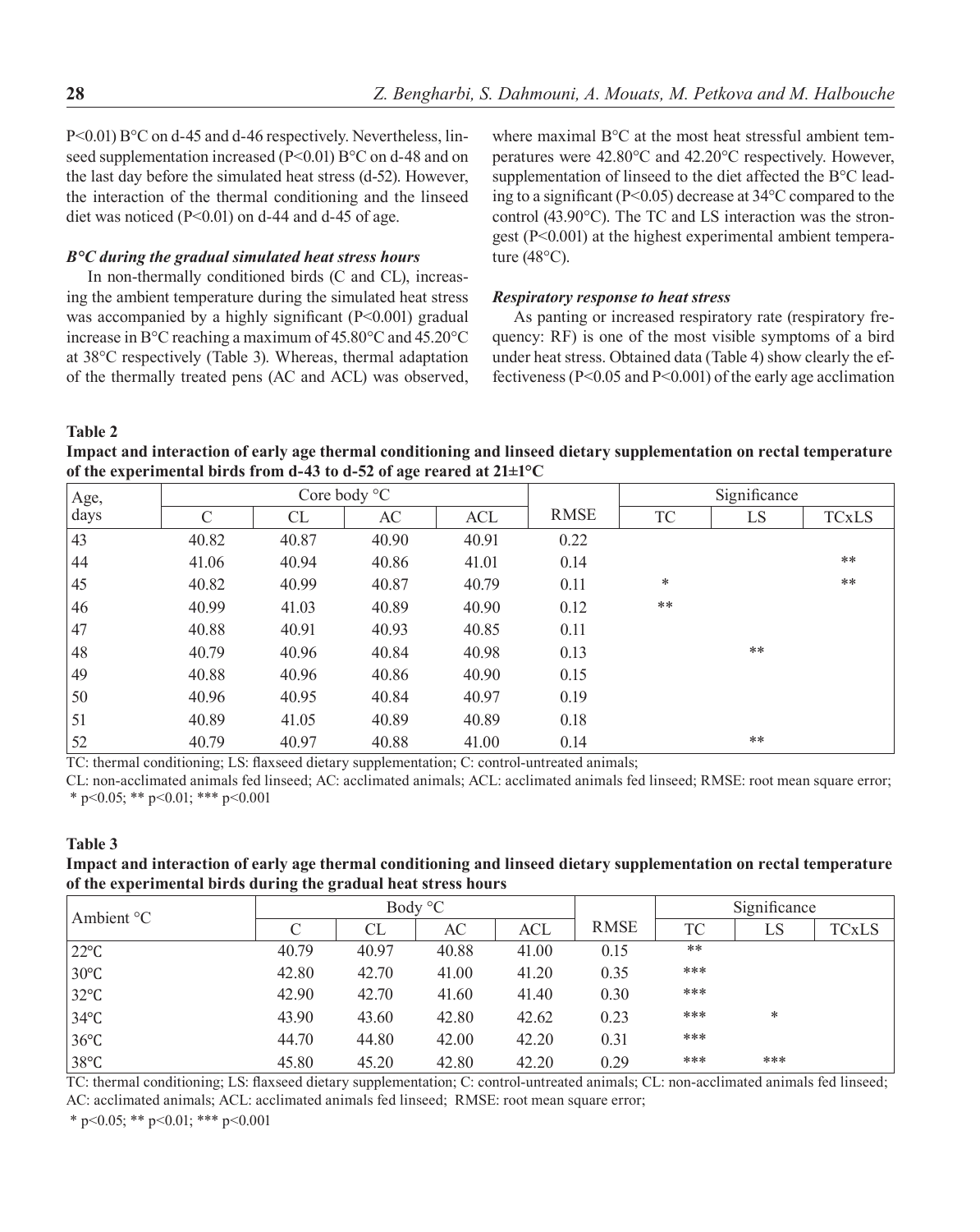P<0.01) B°C on d-45 and d-46 respectively. Nevertheless, linseed supplementation increased (P<0.01) B°C on d-48 and on the last day before the simulated heat stress (d-52). However, the interaction of the thermal conditioning and the linseed diet was noticed (P<0.01) on d-44 and d-45 of age.

### *B°C during the gradual simulated heat stress hours*

In non-thermally conditioned birds (C and CL), increasing the ambient temperature during the simulated heat stress was accompanied by a highly significant (P<0.001) gradual increase in B°C reaching a maximum of 45.80°C and 45.20°C at 38°C respectively (Table 3). Whereas, thermal adaptation of the thermally treated pens (AC and ACL) was observed, where maximal B°C at the most heat stressful ambient temperatures were 42.80°C and 42.20°C respectively. However, supplementation of linseed to the diet affected the B°C leading to a significant (P<0.05) decrease at 34°C compared to the control (43.90°C). The TC and LS interaction was the strongest (P<0.001) at the highest experimental ambient temperature (48°C).

### *Respiratory response to heat stress*

As panting or increased respiratory rate (respiratory frequency: RF) is one of the most visible symptoms of a bird under heat stress. Obtained data (Table 4) show clearly the effectiveness (P<0.05 and P<0.001) of the early age acclimation

**Table 2**

**Impact and interaction of early age thermal conditioning and linseed dietary supplementation on rectal temperature of the experimental birds from d-43 to d-52 of age reared at 21±1°C**

| Age, days | Core body °C | | | | RMSE | Significance | | |
|---|---|---|---|---|---|---|---|---|
| | C | CL | AC | ACL | | TC | LS | TCxLS |
| 43 | 40.82 | 40.87 | 40.90 | 40.91 | 0.22 | | | |
| 44 | 41.06 | 40.94 | 40.86 | 41.01 | 0.14 | | | ** |
| 45 | 40.82 | 40.99 | 40.87 | 40.79 | 0.11 | * | | ** |
| 46 | 40.99 | 41.03 | 40.89 | 40.90 | 0.12 | ** | | |
| 47 | 40.88 | 40.91 | 40.93 | 40.85 | 0.11 | | | |
| 48 | 40.79 | 40.96 | 40.84 | 40.98 | 0.13 | | ** | |
| 49 | 40.88 | 40.96 | 40.86 | 40.90 | 0.15 | | | |
| 50 | 40.96 | 40.95 | 40.84 | 40.97 | 0.19 | | | |
| 51 | 40.89 | 41.05 | 40.89 | 40.89 | 0.18 | | | |
| 52 | 40.79 | 40.97 | 40.88 | 41.00 | 0.14 | | ** | |

TC: thermal conditioning; LS: flaxseed dietary supplementation; C: control-untreated animals;
CL: non-acclimated animals fed linseed; AC: acclimated animals; ACL: acclimated animals fed linseed; RMSE: root mean square error;
\* p<0.05; ** p<0.01; *** p<0.001

**Table 3**

**Impact and interaction of early age thermal conditioning and linseed dietary supplementation on rectal temperature of the experimental birds during the gradual heat stress hours**

| Ambient °C | Body °C | | | | RMSE | Significance | | |
|---|---|---|---|---|---|---|---|---|
| | C | CL | AC | ACL | | TC | LS | TCxLS |
| 22°C | 40.79 | 40.97 | 40.88 | 41.00 | 0.15 | ** | | |
| 30°C | 42.80 | 42.70 | 41.00 | 41.20 | 0.35 | *** | | |
| 32°C | 42.90 | 42.70 | 41.60 | 41.40 | 0.30 | *** | | |
| 34°C | 43.90 | 43.60 | 42.80 | 42.62 | 0.23 | *** | * | |
| 36°C | 44.70 | 44.80 | 42.00 | 42.20 | 0.31 | *** | | |
| 38°C | 45.80 | 45.20 | 42.80 | 42.20 | 0.29 | *** | *** | |

TC: thermal conditioning; LS: flaxseed dietary supplementation; C: control-untreated animals; CL: non-acclimated animals fed linseed; AC: acclimated animals; ACL: acclimated animals fed linseed; RMSE: root mean square error;
\* p<0.05; ** p<0.01; *** p<0.001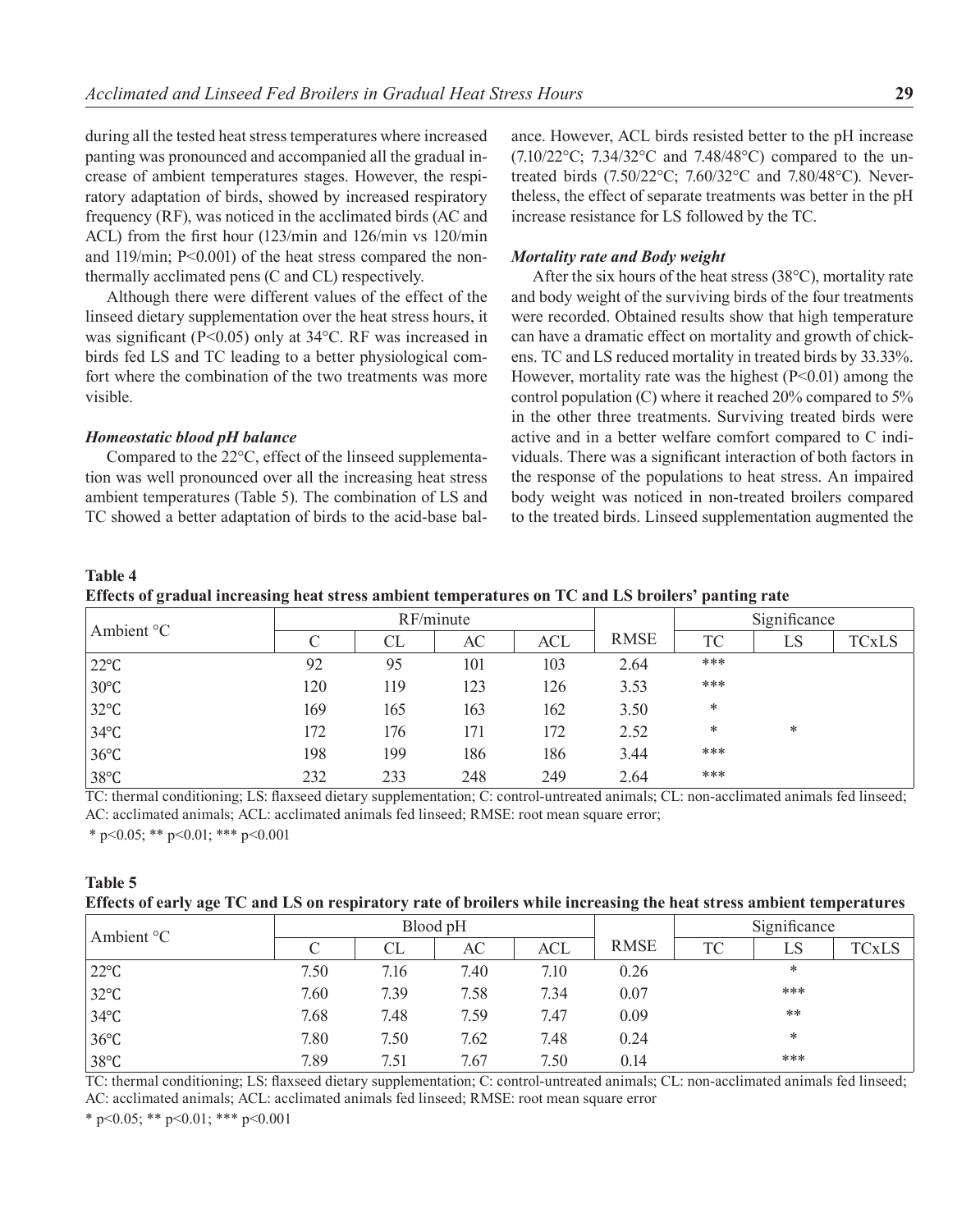during all the tested heat stress temperatures where increased panting was pronounced and accompanied all the gradual increase of ambient temperatures stages. However, the respiratory adaptation of birds, showed by increased respiratory frequency (RF), was noticed in the acclimated birds (AC and ACL) from the first hour (123/min and 126/min vs 120/min and 119/min; P<0.001) of the heat stress compared the non-thermally acclimated pens (C and CL) respectively.

Although there were different values of the effect of the linseed dietary supplementation over the heat stress hours, it was significant (P<0.05) only at 34°C. RF was increased in birds fed LS and TC leading to a better physiological comfort where the combination of the two treatments was more visible.

### *Homeostatic blood pH balance*

Compared to the 22°C, effect of the linseed supplementation was well pronounced over all the increasing heat stress ambient temperatures (Table 5). The combination of LS and TC showed a better adaptation of birds to the acid-base balance. However, ACL birds resisted better to the pH increase (7.10/22°C; 7.34/32°C and 7.48/48°C) compared to the untreated birds (7.50/22°C; 7.60/32°C and 7.80/48°C). Nevertheless, the effect of separate treatments was better in the pH increase resistance for LS followed by the TC.

### *Mortality rate and Body weight*

After the six hours of the heat stress (38°C), mortality rate and body weight of the surviving birds of the four treatments were recorded. Obtained results show that high temperature can have a dramatic effect on mortality and growth of chickens. TC and LS reduced mortality in treated birds by 33.33%. However, mortality rate was the highest (P<0.01) among the control population (C) where it reached 20% compared to 5% in the other three treatments. Surviving treated birds were active and in a better welfare comfort compared to C individuals. There was a significant interaction of both factors in the response of the populations to heat stress. An impaired body weight was noticed in non-treated broilers compared to the treated birds. Linseed supplementation augmented the

**Table 4**
**Effects of gradual increasing heat stress ambient temperatures on TC and LS broilers' panting rate**

| Ambient °C | RF/minute | | | | RMSE | Significance | | |
|---|---|---|---|---|---|---|---|---|
| | C | CL | AC | ACL | | TC | LS | TCxLS |
| 22°C | 92 | 95 | 101 | 103 | 2.64 | *** | | |
| 30°C | 120 | 119 | 123 | 126 | 3.53 | *** | | |
| 32°C | 169 | 165 | 163 | 162 | 3.50 | * | | |
| 34°C | 172 | 176 | 171 | 172 | 2.52 | * | * | |
| 36°C | 198 | 199 | 186 | 186 | 3.44 | *** | | |
| 38°C | 232 | 233 | 248 | 249 | 2.64 | *** | | |

TC: thermal conditioning; LS: flaxseed dietary supplementation; C: control-untreated animals; CL: non-acclimated animals fed linseed; AC: acclimated animals; ACL: acclimated animals fed linseed; RMSE: root mean square error;
 * p<0.05; ** p<0.01; *** p<0.001

**Table 5**
**Effects of early age TC and LS on respiratory rate of broilers while increasing the heat stress ambient temperatures**

| Ambient °C | Blood pH | | | | RMSE | Significance | | |
|---|---|---|---|---|---|---|---|---|
| | C | CL | AC | ACL | | TC | LS | TCxLS |
| 22°C | 7.50 | 7.16 | 7.40 | 7.10 | 0.26 | | * | |
| 32°C | 7.60 | 7.39 | 7.58 | 7.34 | 0.07 | | *** | |
| 34°C | 7.68 | 7.48 | 7.59 | 7.47 | 0.09 | | ** | |
| 36°C | 7.80 | 7.50 | 7.62 | 7.48 | 0.24 | | * | |
| 38°C | 7.89 | 7.51 | 7.67 | 7.50 | 0.14 | | *** | |

TC: thermal conditioning; LS: flaxseed dietary supplementation; C: control-untreated animals; CL: non-acclimated animals fed linseed; AC: acclimated animals; ACL: acclimated animals fed linseed; RMSE: root mean square error
* p<0.05; ** p<0.01; *** p<0.001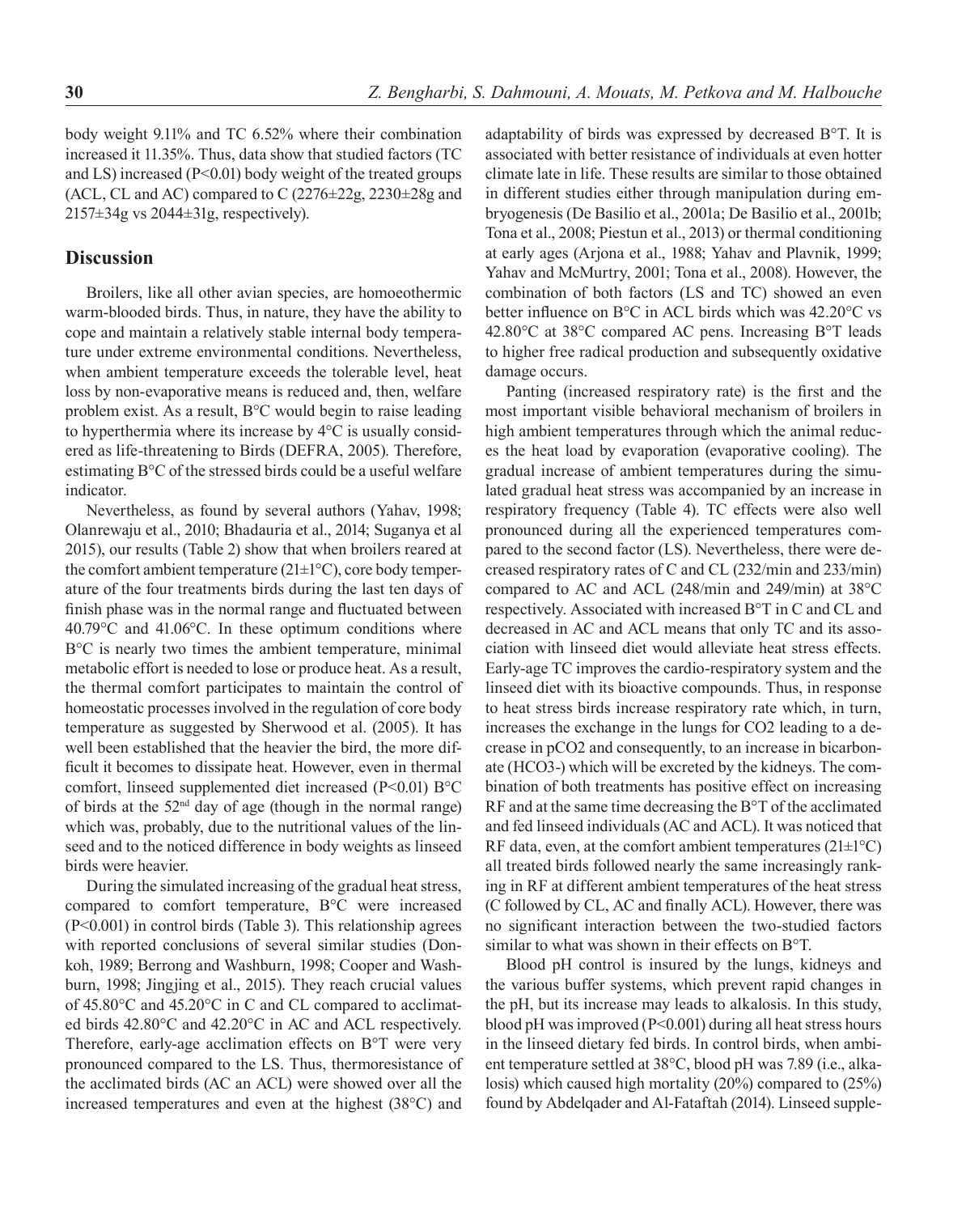body weight 9.11% and TC 6.52% where their combination increased it 11.35%. Thus, data show that studied factors (TC and LS) increased ($P<0.01$) body weight of the treated groups (ACL, CL and AC) compared to C (2276±22g, 2230±28g and 2157±34g vs 2044±31g, respectively).

## Discussion

Broilers, like all other avian species, are homoeothermic warm-blooded birds. Thus, in nature, they have the ability to cope and maintain a relatively stable internal body temperature under extreme environmental conditions. Nevertheless, when ambient temperature exceeds the tolerable level, heat loss by non-evaporative means is reduced and, then, welfare problem exist. As a result, B°C would begin to raise leading to hyperthermia where its increase by 4°C is usually considered as life-threatening to Birds (DEFRA, 2005). Therefore, estimating B°C of the stressed birds could be a useful welfare indicator.

Nevertheless, as found by several authors (Yahav, 1998; Olanrewaju et al., 2010; Bhadauria et al., 2014; Suganya et al 2015), our results (Table 2) show that when broilers reared at the comfort ambient temperature (21±1°C), core body temperature of the four treatments birds during the last ten days of finish phase was in the normal range and fluctuated between 40.79°C and 41.06°C. In these optimum conditions where B°C is nearly two times the ambient temperature, minimal metabolic effort is needed to lose or produce heat. As a result, the thermal comfort participates to maintain the control of homeostatic processes involved in the regulation of core body temperature as suggested by Sherwood et al. (2005). It has well been established that the heavier the bird, the more difficult it becomes to dissipate heat. However, even in thermal comfort, linseed supplemented diet increased ($P<0.01$) B°C of birds at the 52nd day of age (though in the normal range) which was, probably, due to the nutritional values of the linseed and to the noticed difference in body weights as linseed birds were heavier.

During the simulated increasing of the gradual heat stress, compared to comfort temperature, B°C were increased ($P<0.001$) in control birds (Table 3). This relationship agrees with reported conclusions of several similar studies (Donkoh, 1989; Berrong and Washburn, 1998; Cooper and Washburn, 1998; Jingjing et al., 2015). They reach crucial values of 45.80°C and 45.20°C in C and CL compared to acclimated birds 42.80°C and 42.20°C in AC and ACL respectively. Therefore, early-age acclimation effects on B°T were very pronounced compared to the LS. Thus, thermoresistance of the acclimated birds (AC an ACL) were showed over all the increased temperatures and even at the highest (38°C) and adaptability of birds was expressed by decreased B°T. It is associated with better resistance of individuals at even hotter climate late in life. These results are similar to those obtained in different studies either through manipulation during embryogenesis (De Basilio et al., 2001a; De Basilio et al., 2001b; Tona et al., 2008; Piestun et al., 2013) or thermal conditioning at early ages (Arjona et al., 1988; Yahav and Plavnik, 1999; Yahav and McMurtry, 2001; Tona et al., 2008). However, the combination of both factors (LS and TC) showed an even better influence on B°C in ACL birds which was 42.20°C vs 42.80°C at 38°C compared AC pens. Increasing B°T leads to higher free radical production and subsequently oxidative damage occurs.

Panting (increased respiratory rate) is the first and the most important visible behavioral mechanism of broilers in high ambient temperatures through which the animal reduces the heat load by evaporation (evaporative cooling). The gradual increase of ambient temperatures during the simulated gradual heat stress was accompanied by an increase in respiratory frequency (Table 4). TC effects were also well pronounced during all the experienced temperatures compared to the second factor (LS). Nevertheless, there were decreased respiratory rates of C and CL (232/min and 233/min) compared to AC and ACL (248/min and 249/min) at 38°C respectively. Associated with increased B°T in C and CL and decreased in AC and ACL means that only TC and its association with linseed diet would alleviate heat stress effects. Early-age TC improves the cardio-respiratory system and the linseed diet with its bioactive compounds. Thus, in response to heat stress birds increase respiratory rate which, in turn, increases the exchange in the lungs for $CO2$ leading to a decrease in $pCO2$ and consequently, to an increase in bicarbonate ($HCO3^-$) which will be excreted by the kidneys. The combination of both treatments has positive effect on increasing RF and at the same time decreasing the B°T of the acclimated and fed linseed individuals (AC and ACL). It was noticed that RF data, even, at the comfort ambient temperatures (21±1°C) all treated birds followed nearly the same increasingly ranking in RF at different ambient temperatures of the heat stress (C followed by CL, AC and finally ACL). However, there was no significant interaction between the two-studied factors similar to what was shown in their effects on B°T.

Blood pH control is insured by the lungs, kidneys and the various buffer systems, which prevent rapid changes in the pH, but its increase may leads to alkalosis. In this study, blood pH was improved ($P<0.001$) during all heat stress hours in the linseed dietary fed birds. In control birds, when ambient temperature settled at 38°C, blood pH was 7.89 (i.e., alkalosis) which caused high mortality (20%) compared to (25%) found by Abdelqader and Al-Fataftah (2014). Linseed supple-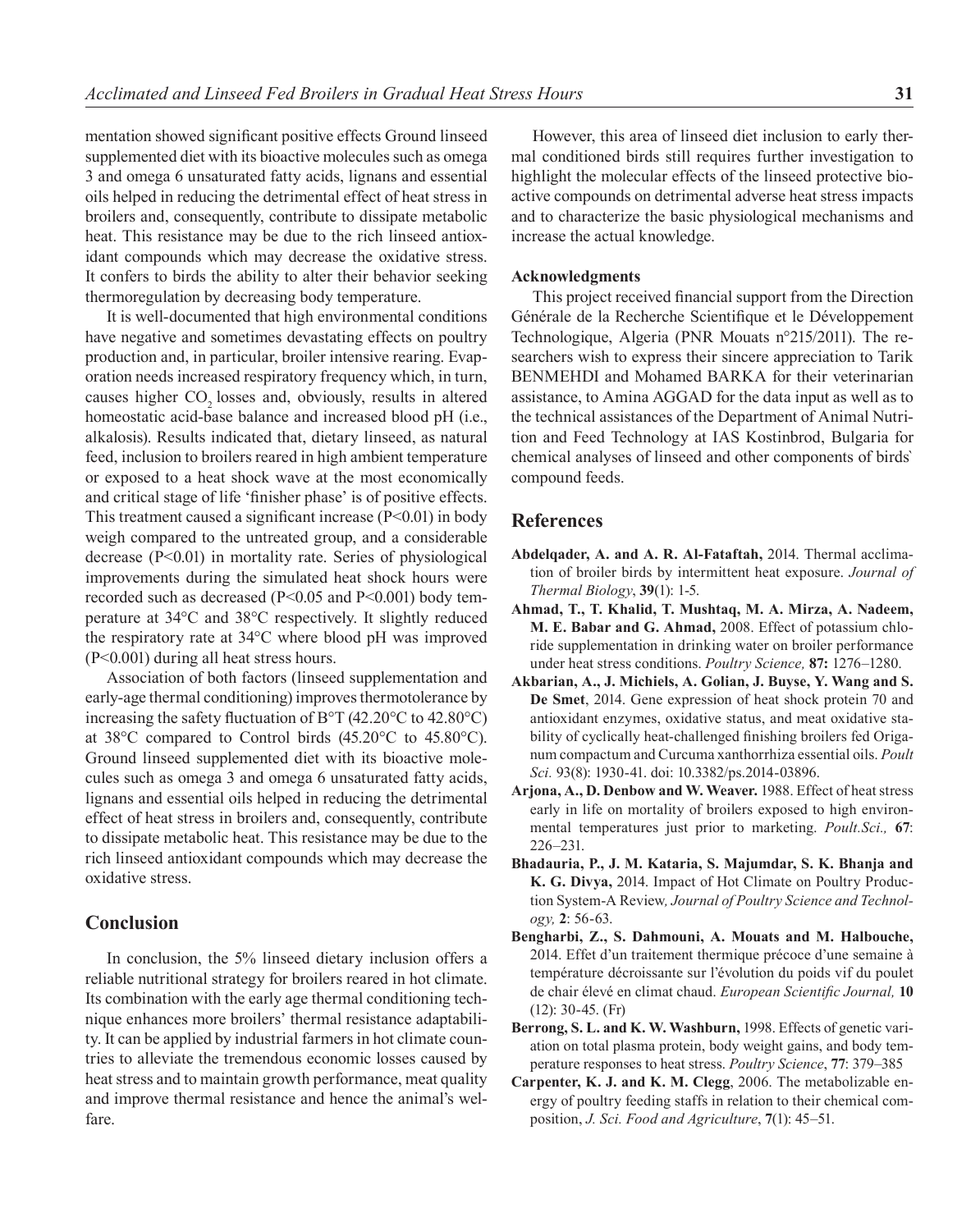mentation showed significant positive effects Ground linseed supplemented diet with its bioactive molecules such as omega 3 and omega 6 unsaturated fatty acids, lignans and essential oils helped in reducing the detrimental effect of heat stress in broilers and, consequently, contribute to dissipate metabolic heat. This resistance may be due to the rich linseed antioxidant compounds which may decrease the oxidative stress. It confers to birds the ability to alter their behavior seeking thermoregulation by decreasing body temperature.

It is well-documented that high environmental conditions have negative and sometimes devastating effects on poultry production and, in particular, broiler intensive rearing. Evaporation needs increased respiratory frequency which, in turn, causes higher $CO_2$ losses and, obviously, results in altered homeostatic acid-base balance and increased blood pH (i.e., alkalosis). Results indicated that, dietary linseed, as natural feed, inclusion to broilers reared in high ambient temperature or exposed to a heat shock wave at the most economically and critical stage of life 'finisher phase' is of positive effects. This treatment caused a significant increase ($P<0.01$) in body weigh compared to the untreated group, and a considerable decrease ($P<0.01$) in mortality rate. Series of physiological improvements during the simulated heat shock hours were recorded such as decreased ($P<0.05$ and $P<0.001$) body temperature at 34°C and 38°C respectively. It slightly reduced the respiratory rate at 34°C where blood pH was improved ($P<0.001$) during all heat stress hours.

Association of both factors (linseed supplementation and early-age thermal conditioning) improves thermotolerance by increasing the safety fluctuation of B°T (42.20°C to 42.80°C) at 38°C compared to Control birds (45.20°C to 45.80°C). Ground linseed supplemented diet with its bioactive molecules such as omega 3 and omega 6 unsaturated fatty acids, lignans and essential oils helped in reducing the detrimental effect of heat stress in broilers and, consequently, contribute to dissipate metabolic heat. This resistance may be due to the rich linseed antioxidant compounds which may decrease the oxidative stress.

## Conclusion

In conclusion, the 5% linseed dietary inclusion offers a reliable nutritional strategy for broilers reared in hot climate. Its combination with the early age thermal conditioning technique enhances more broilers' thermal resistance adaptability. It can be applied by industrial farmers in hot climate countries to alleviate the tremendous economic losses caused by heat stress and to maintain growth performance, meat quality and improve thermal resistance and hence the animal's welfare.

However, this area of linseed diet inclusion to early thermal conditioned birds still requires further investigation to highlight the molecular effects of the linseed protective bioactive compounds on detrimental adverse heat stress impacts and to characterize the basic physiological mechanisms and increase the actual knowledge.

### Acknowledgments

This project received financial support from the Direction Générale de la Recherche Scientifique et le Développement Technologique, Algeria (PNR Mouats n°215/2011). The researchers wish to express their sincere appreciation to Tarik BENMEHDI and Mohamed BARKA for their veterinarian assistance, to Amina AGGAD for the data input as well as to the technical assistances of the Department of Animal Nutrition and Feed Technology at IAS Kostinbrod, Bulgaria for chemical analyses of linseed and other components of birds` compound feeds.

## References

**Abdelqader, A. and A. R. Al-Fataftah,** 2014. Thermal acclimation of broiler birds by intermittent heat exposure. *Journal of Thermal Biology*, **39**(1): 1-5.

**Ahmad, T., T. Khalid, T. Mushtaq, M. A. Mirza, A. Nadeem, M. E. Babar and G. Ahmad,** 2008. Effect of potassium chloride supplementation in drinking water on broiler performance under heat stress conditions. *Poultry Science,* **87:** 1276–1280.

**Akbarian, A., J. Michiels, A. Golian, J. Buyse, Y. Wang and S. De Smet**, 2014. Gene expression of heat shock protein 70 and antioxidant enzymes, oxidative status, and meat oxidative stability of cyclically heat-challenged finishing broilers fed Origanum compactum and Curcuma xanthorrhiza essential oils. *Poult Sci.* 93(8): 1930-41. doi: 10.3382/ps.2014-03896.

**Arjona, A., D. Denbow and W. Weaver.** 1988. Effect of heat stress early in life on mortality of broilers exposed to high environmental temperatures just prior to marketing. *Poult.Sci.,* **67**: 226–231.

**Bhadauria, P., J. M. Kataria, S. Majumdar, S. K. Bhanja and K. G. Divya,** 2014. Impact of Hot Climate on Poultry Production System-A Review*, Journal of Poultry Science and Technology,* **2**: 56-63.

**Bengharbi, Z., S. Dahmouni, A. Mouats and M. Halbouche,** 2014. Effet d'un traitement thermique précoce d'une semaine à température décroissante sur l'évolution du poids vif du poulet de chair élevé en climat chaud. *European Scientific Journal,* **10** (12): 30-45. (Fr)

**Berrong, S. L. and K. W. Washburn,** 1998. Effects of genetic variation on total plasma protein, body weight gains, and body temperature responses to heat stress. *Poultry Science*, **77**: 379–385

**Carpenter, K. J. and K. M. Clegg**, 2006. The metabolizable energy of poultry feeding staffs in relation to their chemical composition, *J. Sci. Food and Agriculture*, **7**(1): 45–51.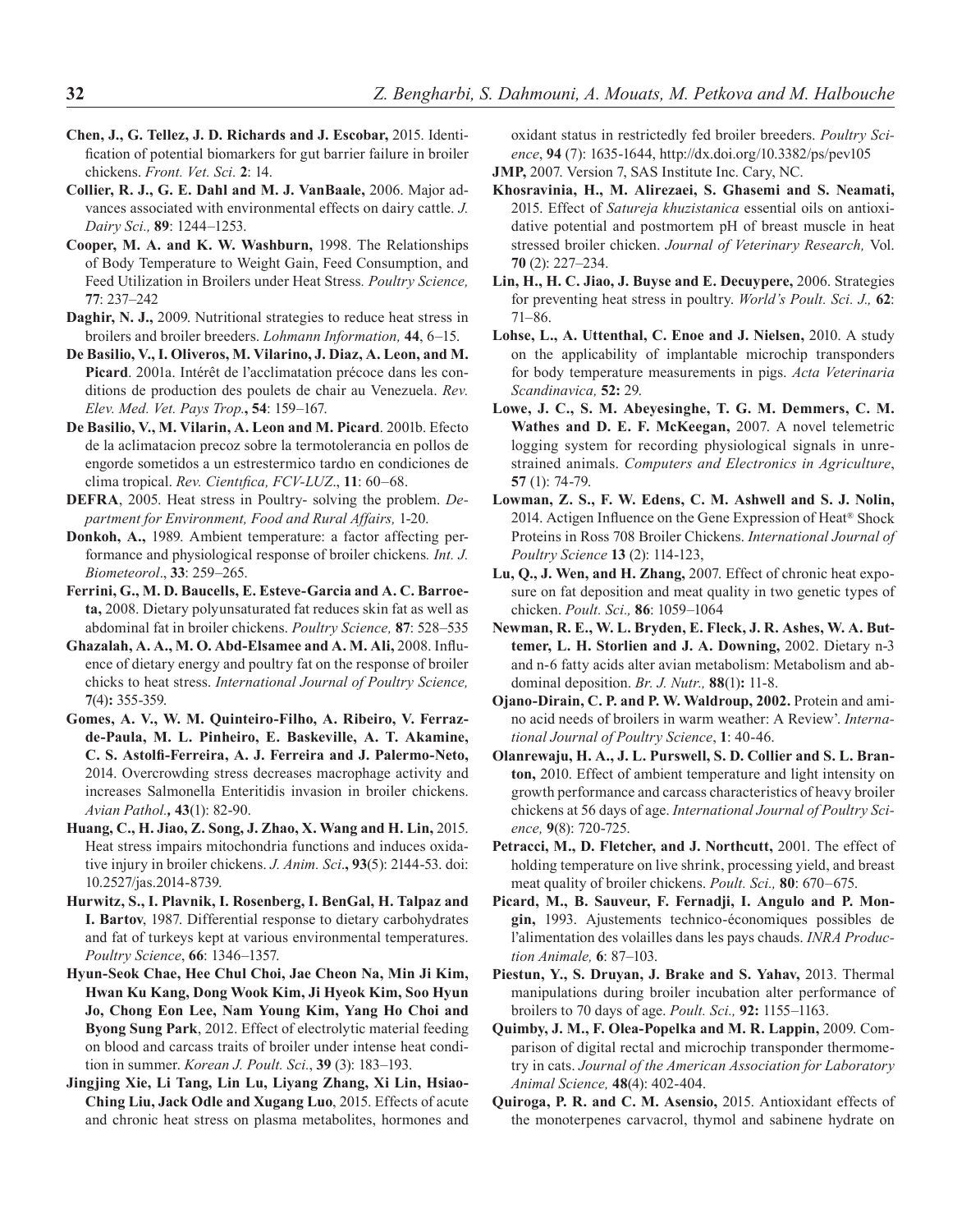**Chen, J., G. Tellez, J. D. Richards and J. Escobar,** 2015. Identification of potential biomarkers for gut barrier failure in broiler chickens. *Front. Vet. Sci.* **2**: 14.

**Collier, R. J., G. E. Dahl and M. J. VanBaale,** 2006. Major advances associated with environmental effects on dairy cattle. *J. Dairy Sci.,* **89**: 1244–1253.

**Cooper, M. A. and K. W. Washburn,** 1998. The Relationships of Body Temperature to Weight Gain, Feed Consumption, and Feed Utilization in Broilers under Heat Stress*. Poultry Science,* **77**: 237–242

**Daghir, N. J.,** 2009. Nutritional strategies to reduce heat stress in broilers and broiler breeders. *Lohmann Information,* **44**, 6–15.

**De Basilio, V., I. Oliveros, M. Vilarino, J. Diaz, A. Leon, and M. Picard**. 2001a. Intérêt de l'acclimatation précoce dans les conditions de production des poulets de chair au Venezuela. *Rev. Elev. Med. Vet. Pays Trop*., **54**: 159–167.

**De Basilio, V., M. Vilarin, A. Leon and M. Picard**. 2001b. Efecto de la aclimatacion precoz sobre la termotolerancia en pollos de engorde sometidos a un estrestermico tardıo en condiciones de clima tropical. *Rev. Cientıfica, FCV-LUZ*., **11**: 60–68.

**DEFRA**, 2005. Heat stress in Poultry- solving the problem. *Department for Environment, Food and Rural Affairs,* 1-20.

**Donkoh, A.,** 1989. Ambient temperature: a factor affecting performance and physiological response of broiler chickens*. Int. J. Biometeorol*., **33**: 259–265.

**Ferrini, G., M. D. Baucells, E. Esteve-Garcia and A. C. Barroeta,** 2008. Dietary polyunsaturated fat reduces skin fat as well as abdominal fat in broiler chickens. *Poultry Science,* **87**: 528–535

**Ghazalah, A. A., M. O. Abd-Elsamee and A. M. Ali,** 2008. Influence of dietary energy and poultry fat on the response of broiler chicks to heat stress. *International Journal of Poultry Science,* **7**(4)**:** 355-359.

**Gomes, A. V., W. M. Quinteiro-Filho, A. Ribeiro, V. Ferraz-de-Paula, M. L. Pinheiro, E. Baskeville, A. T. Akamine, C. S. Astolfi-Ferreira, A. J. Ferreira and J. Palermo-Neto,** 2014. Overcrowding stress decreases macrophage activity and increases Salmonella Enteritidis invasion in broiler chickens. *Avian Pathol*.**,** **43**(1): 82-90.

**Huang, C., H. Jiao, Z. Song, J. Zhao, X. Wang and H. Lin,** 2015. Heat stress impairs mitochondria functions and induces oxidative injury in broiler chickens. *J. Anim. Sci*.**,** **93**(5): 2144-53. doi: 10.2527/jas.2014-8739.

**Hurwitz, S., I. Plavnik, I. Rosenberg, I. BenGal, H. Talpaz and I. Bartov**, 1987. Differential response to dietary carbohydrates and fat of turkeys kept at various environmental temperatures. *Poultry Science*, **66**: 1346–1357.

**Hyun-Seok Chae, Hee Chul Choi, Jae Cheon Na, Min Ji Kim, Hwan Ku Kang, Dong Wook Kim, Ji Hyeok Kim, Soo Hyun Jo, Chong Eon Lee, Nam Young Kim, Yang Ho Choi and Byong Sung Park**, 2012. Effect of electrolytic material feeding on blood and carcass traits of broiler under intense heat condition in summer. *Korean J. Poult. Sci.*, **39** (3): 183–193.

**Jingjing Xie, Li Tang, Lin Lu, Liyang Zhang, Xi Lin, Hsiao-Ching Liu, Jack Odle and Xugang Luo**, 2015. Effects of acute and chronic heat stress on plasma metabolites, hormones and oxidant status in restrictedly fed broiler breeders. *Poultry Science*, **94** (7): 1635-1644, http://dx.doi.org/10.3382/ps/pev105

**JMP,** 2007. Version 7, SAS Institute Inc. Cary, NC.

**Khosravinia, H., M. Alirezaei, S. Ghasemi and S. Neamati,** 2015. Effect of *Satureja khuzistanica* essential oils on antioxidative potential and postmortem pH of breast muscle in heat stressed broiler chicken. *Journal of Veterinary Research,* Vol. **70** (2): 227–234.

**Lin, H., H. C. Jiao, J. Buyse and E. Decuypere,** 2006. Strategies for preventing heat stress in poultry. *World's Poult. Sci. J.,* **62**: 71–86.

**Lohse, L., A. Uttenthal, C. Enoe and J. Nielsen,** 2010. A study on the applicability of implantable microchip transponders for body temperature measurements in pigs. *Acta Veterinaria Scandinavica,* **52:** 29.

**Lowe, J. C., S. M. Abeyesinghe, T. G. M. Demmers, C. M. Wathes and D. E. F. McKeegan,** 2007. A novel telemetric logging system for recording physiological signals in unrestrained animals. *Computers and Electronics in Agriculture*, **57** (1): 74-79.

**Lowman, Z. S., F. W. Edens, C. M. Ashwell and S. J. Nolin,** 2014. Actigen Influence on the Gene Expression of Heat® Shock Proteins in Ross 708 Broiler Chickens. *International Journal of Poultry Science* **13** (2): 114-123,

**Lu, Q., J. Wen, and H. Zhang,** 2007. Effect of chronic heat exposure on fat deposition and meat quality in two genetic types of chicken. *Poult. Sci.,* **86**: 1059–1064

**Newman, R. E., W. L. Bryden, E. Fleck, J. R. Ashes, W. A. Buttemer, L. H. Storlien and J. A. Downing,** 2002. Dietary n-3 and n-6 fatty acids alter avian metabolism: Metabolism and abdominal deposition. *Br. J. Nutr.,* **88**(1)**:** 11-8.

**Ojano-Dirain, C. P. and P. W. Waldroup, 2002.** Protein and amino acid needs of broilers in warm weather: A Review'. *International Journal of Poultry Science*, **1**: 40-46.

**Olanrewaju, H. A., J. L. Purswell, S. D. Collier and S. L. Branton,** 2010. Effect of ambient temperature and light intensity on growth performance and carcass characteristics of heavy broiler chickens at 56 days of age. *International Journal of Poultry Science,* **9**(8): 720-725.

**Petracci, M., D. Fletcher, and J. Northcutt,** 2001. The effect of holding temperature on live shrink, processing yield, and breast meat quality of broiler chickens. *Poult. Sci.,* **80**: 670–675.

**Picard, M., B. Sauveur, F. Fernadji, I. Angulo and P. Mongin,** 1993. Ajustements technico-économiques possibles de l'alimentation des volailles dans les pays chauds. *INRA Production Animale,* **6**: 87–103.

**Piestun, Y., S. Druyan, J. Brake and S. Yahav,** 2013. Thermal manipulations during broiler incubation alter performance of broilers to 70 days of age. *Poult. Sci.,* **92:** 1155–1163.

**Quimby, J. M., F. Olea-Popelka and M. R. Lappin,** 2009. Comparison of digital rectal and microchip transponder thermometry in cats. *Journal of the American Association for Laboratory Animal Science,* **48**(4): 402-404.

**Quiroga, P. R. and C. M. Asensio,** 2015. Antioxidant effects of the monoterpenes carvacrol, thymol and sabinene hydrate on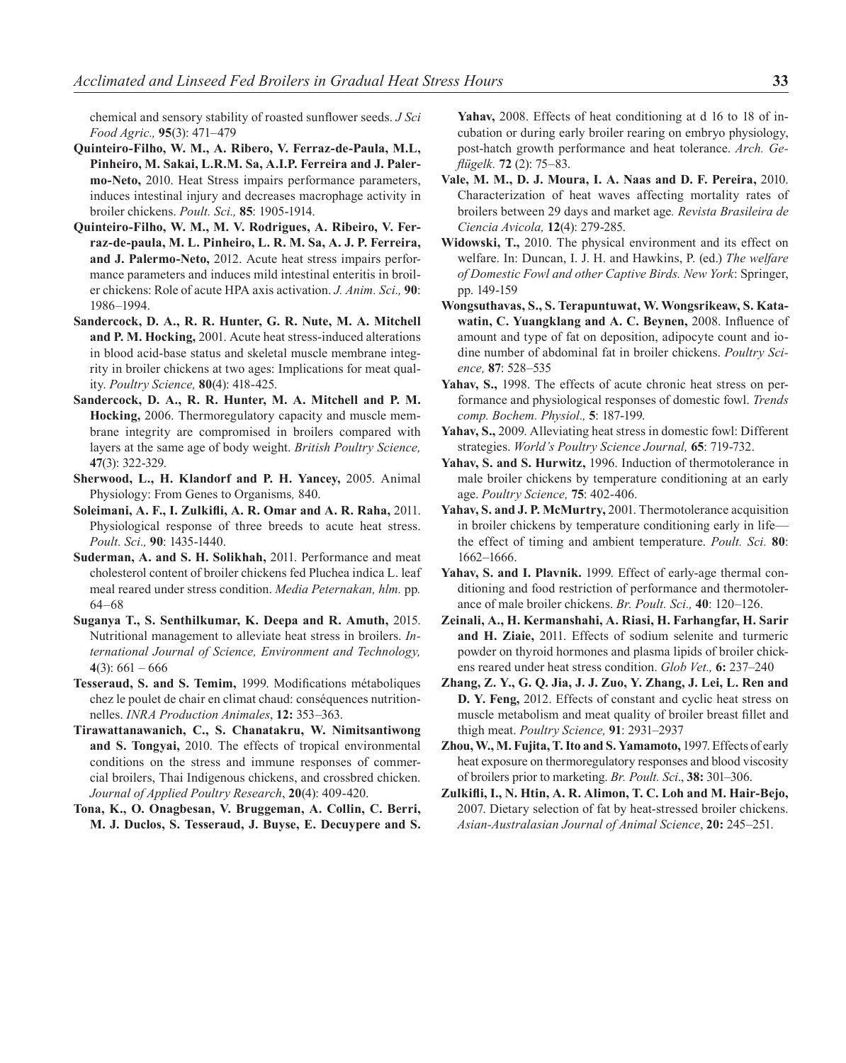chemical and sensory stability of roasted sunflower seeds. *J Sci Food Agric.,* **95**(3): 471–479

**Quinteiro-Filho, W. M., A. Ribero, V. Ferraz-de-Paula, M.L, Pinheiro, M. Sakai, L.R.M. Sa, A.I.P. Ferreira and J. Palermo-Neto,** 2010. Heat Stress impairs performance parameters, induces intestinal injury and decreases macrophage activity in broiler chickens. *Poult. Sci.,* **85**: 1905-1914.

**Quinteiro-Filho, W. M., M. V. Rodrigues, A. Ribeiro, V. Ferraz-de-paula, M. L. Pinheiro, L. R. M. Sa, A. J. P. Ferreira, and J. Palermo-Neto,** 2012. Acute heat stress impairs performance parameters and induces mild intestinal enteritis in broiler chickens: Role of acute HPA axis activation. *J. Anim. Sci.,* **90**: 1986–1994.

**Sandercock, D. A., R. R. Hunter, G. R. Nute, M. A. Mitchell and P. M. Hocking,** 2001. Acute heat stress-induced alterations in blood acid-base status and skeletal muscle membrane integrity in broiler chickens at two ages: Implications for meat quality. *Poultry Science,* **80**(4): 418-425.

**Sandercock, D. A., R. R. Hunter, M. A. Mitchell and P. M. Hocking,** 2006. Thermoregulatory capacity and muscle membrane integrity are compromised in broilers compared with layers at the same age of body weight. *British Poultry Science,* **47**(3): 322-329.

**Sherwood, L., H. Klandorf and P. H. Yancey,** 2005. Animal Physiology: From Genes to Organisms*,* 840.

**Soleimani, A. F., I. Zulkifli, A. R. Omar and A. R. Raha,** 2011. Physiological response of three breeds to acute heat stress. *Poult. Sci.,* **90**: 1435-1440.

**Suderman, A. and S. H. Solikhah,** 2011. Performance and meat cholesterol content of broiler chickens fed Pluchea indica L. leaf meal reared under stress condition. *Media Peternakan, hlm.* pp*.* 64–68

**Suganya T., S. Senthilkumar, K. Deepa and R. Amuth,** 2015. Nutritional management to alleviate heat stress in broilers. *International Journal of Science, Environment and Technology,* **4**(3): 661 – 666

**Tesseraud, S. and S. Temim,** 1999. Modifications métaboliques chez le poulet de chair en climat chaud: conséquences nutritionnelles. *INRA Production Animales*, **12:** 353–363.

**Tirawattanawanich, C., S. Chanatakru, W. Nimitsantiwong and S. Tongyai,** 2010. The effects of tropical environmental conditions on the stress and immune responses of commercial broilers, Thai Indigenous chickens, and crossbred chicken. *Journal of Applied Poultry Research*, **20**(4): 409-420.

**Tona, K., O. Onagbesan, V. Bruggeman, A. Collin, C. Berri, M. J. Duclos, S. Tesseraud, J. Buyse, E. Decuypere and S. Yahav,** 2008. Effects of heat conditioning at d 16 to 18 of incubation or during early broiler rearing on embryo physiology, post-hatch growth performance and heat tolerance. *Arch. Geflügelk.* **72** (2): 75–83.

**Vale, M. M., D. J. Moura, I. A. Naas and D. F. Pereira,** 2010. Characterization of heat waves affecting mortality rates of broilers between 29 days and market age*. Revista Brasileira de Ciencia Avicola,* **12**(4): 279-285.

**Widowski, T.,** 2010. The physical environment and its effect on welfare. In: Duncan, I. J. H. and Hawkins, P. (ed.) *The welfare of Domestic Fowl and other Captive Birds. New York*: Springer, pp. 149-159

**Wongsuthavas, S., S. Terapuntuwat, W. Wongsrikeaw, S. Katawatin, C. Yuangklang and A. C. Beynen,** 2008. Influence of amount and type of fat on deposition, adipocyte count and iodine number of abdominal fat in broiler chickens. *Poultry Science,* **87**: 528–535

**Yahav, S.,** 1998. The effects of acute chronic heat stress on performance and physiological responses of domestic fowl. *Trends comp. Bochem. Physiol.,* **5**: 187-199.

**Yahav, S.,** 2009. Alleviating heat stress in domestic fowl: Different strategies. *World's Poultry Science Journal,* **65**: 719-732.

**Yahav, S. and S. Hurwitz,** 1996. Induction of thermotolerance in male broiler chickens by temperature conditioning at an early age. *Poultry Science,* **75**: 402-406.

**Yahav, S. and J. P. McMurtry,** 2001. Thermotolerance acquisition in broiler chickens by temperature conditioning early in life—the effect of timing and ambient temperature. *Poult. Sci.* **80**: 1662–1666.

**Yahav, S. and I. Plavnik.** 1999*.* Effect of early-age thermal conditioning and food restriction of performance and thermotolerance of male broiler chickens. *Br. Poult. Sci.,* **40**: 120–126.

**Zeinali, A., H. Kermanshahi, A. Riasi, H. Farhangfar, H. Sarir and H. Ziaie,** 2011. Effects of sodium selenite and turmeric powder on thyroid hormones and plasma lipids of broiler chickens reared under heat stress condition. *Glob Vet.,* **6:** 237–240

**Zhang, Z. Y., G. Q. Jia, J. J. Zuo, Y. Zhang, J. Lei, L. Ren and D. Y. Feng,** 2012. Effects of constant and cyclic heat stress on muscle metabolism and meat quality of broiler breast fillet and thigh meat. *Poultry Science,* **91**: 2931–2937

**Zhou, W., M. Fujita, T. Ito and S. Yamamoto,** 1997. Effects of early heat exposure on thermoregulatory responses and blood viscosity of broilers prior to marketing. *Br. Poult. Sci*., **38:** 301–306.

**Zulkifli, I., N. Htin, A. R. Alimon, T. C. Loh and M. Hair-Bejo,** 2007. Dietary selection of fat by heat-stressed broiler chickens. *Asian-Australasian Journal of Animal Science*, **20:** 245–251.